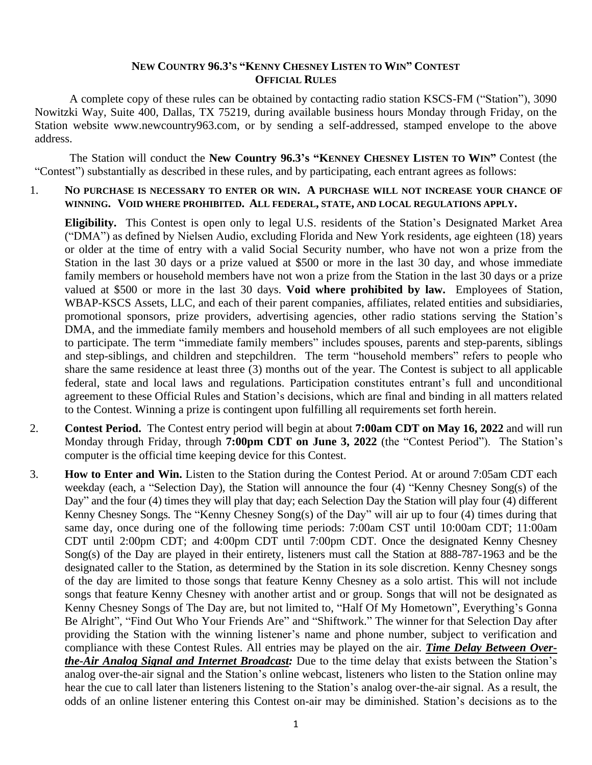# NEW COUNTRY 96.3'S "KENNY CHESNEY LISTEN TO WIN" CONTEST
## OFFICIAL RULES

A complete copy of these rules can be obtained by contacting radio station KSCS-FM ("Station"), 3090 Nowitzki Way, Suite 400, Dallas, TX 75219, during available business hours Monday through Friday, on the Station website www.newcountry963.com, or by sending a self-addressed, stamped envelope to the above address.

The Station will conduct the **New Country 96.3's "KENNEY CHESNEY LISTEN TO WIN"** Contest (the "Contest") substantially as described in these rules, and by participating, each entrant agrees as follows:

1. **NO PURCHASE IS NECESSARY TO ENTER OR WIN. A PURCHASE WILL NOT INCREASE YOUR CHANCE OF WINNING. VOID WHERE PROHIBITED. ALL FEDERAL, STATE, AND LOCAL REGULATIONS APPLY.**

   **Eligibility.** This Contest is open only to legal U.S. residents of the Station's Designated Market Area ("DMA") as defined by Nielsen Audio, excluding Florida and New York residents, age eighteen (18) years or older at the time of entry with a valid Social Security number, who have not won a prize from the Station in the last 30 days or a prize valued at $500 or more in the last 30 day, and whose immediate family members or household members have not won a prize from the Station in the last 30 days or a prize valued at $500 or more in the last 30 days. **Void where prohibited by law.** Employees of Station, WBAP-KSCS Assets, LLC, and each of their parent companies, affiliates, related entities and subsidiaries, promotional sponsors, prize providers, advertising agencies, other radio stations serving the Station's DMA, and the immediate family members and household members of all such employees are not eligible to participate. The term "immediate family members" includes spouses, parents and step-parents, siblings and step-siblings, and children and stepchildren. The term "household members" refers to people who share the same residence at least three (3) months out of the year. The Contest is subject to all applicable federal, state and local laws and regulations. Participation constitutes entrant's full and unconditional agreement to these Official Rules and Station's decisions, which are final and binding in all matters related to the Contest. Winning a prize is contingent upon fulfilling all requirements set forth herein.

2. **Contest Period.** The Contest entry period will begin at about **7:00am CDT on May 16, 2022** and will run Monday through Friday, through **7:00pm CDT on June 3, 2022** (the "Contest Period"). The Station's computer is the official time keeping device for this Contest.

3. **How to Enter and Win.** Listen to the Station during the Contest Period. At or around 7:05am CDT each weekday (each, a "Selection Day), the Station will announce the four (4) "Kenny Chesney Song(s) of the Day" and the four (4) times they will play that day; each Selection Day the Station will play four (4) different Kenny Chesney Songs. The "Kenny Chesney Song(s) of the Day" will air up to four (4) times during that same day, once during one of the following time periods: 7:00am CST until 10:00am CDT; 11:00am CDT until 2:00pm CDT; and 4:00pm CDT until 7:00pm CDT. Once the designated Kenny Chesney Song(s) of the Day are played in their entirety, listeners must call the Station at 888-787-1963 and be the designated caller to the Station, as determined by the Station in its sole discretion. Kenny Chesney songs of the day are limited to those songs that feature Kenny Chesney as a solo artist. This will not include songs that feature Kenny Chesney with another artist and or group. Songs that will not be designated as Kenny Chesney Songs of The Day are, but not limited to, "Half Of My Hometown", Everything's Gonna Be Alright", "Find Out Who Your Friends Are" and "Shiftwork." The winner for that Selection Day after providing the Station with the winning listener's name and phone number, subject to verification and compliance with these Contest Rules. All entries may be played on the air. ***Time Delay Between Over-the-Air Analog Signal and Internet Broadcast:*** Due to the time delay that exists between the Station's analog over-the-air signal and the Station's online webcast, listeners who listen to the Station online may hear the cue to call later than listeners listening to the Station's analog over-the-air signal. As a result, the odds of an online listener entering this Contest on-air may be diminished. Station's decisions as to the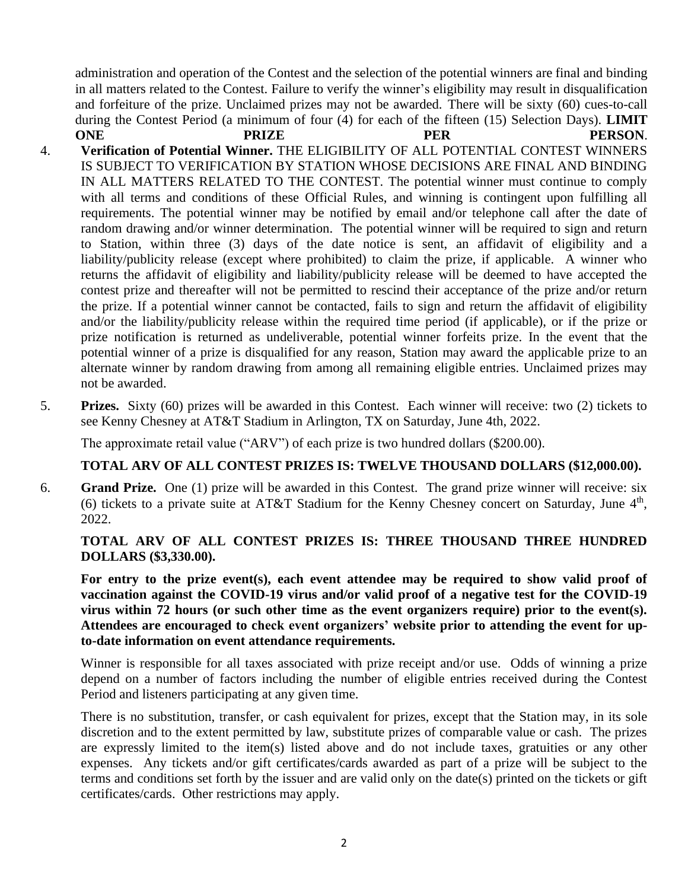administration and operation of the Contest and the selection of the potential winners are final and binding in all matters related to the Contest. Failure to verify the winner's eligibility may result in disqualification and forfeiture of the prize. Unclaimed prizes may not be awarded. There will be sixty (60) cues-to-call during the Contest Period (a minimum of four (4) for each of the fifteen (15) Selection Days). **LIMIT ONE PRIZE PER PERSON**.

4. **Verification of Potential Winner.** THE ELIGIBILITY OF ALL POTENTIAL CONTEST WINNERS IS SUBJECT TO VERIFICATION BY STATION WHOSE DECISIONS ARE FINAL AND BINDING IN ALL MATTERS RELATED TO THE CONTEST. The potential winner must continue to comply with all terms and conditions of these Official Rules, and winning is contingent upon fulfilling all requirements. The potential winner may be notified by email and/or telephone call after the date of random drawing and/or winner determination. The potential winner will be required to sign and return to Station, within three (3) days of the date notice is sent, an affidavit of eligibility and a liability/publicity release (except where prohibited) to claim the prize, if applicable. A winner who returns the affidavit of eligibility and liability/publicity release will be deemed to have accepted the contest prize and thereafter will not be permitted to rescind their acceptance of the prize and/or return the prize. If a potential winner cannot be contacted, fails to sign and return the affidavit of eligibility and/or the liability/publicity release within the required time period (if applicable), or if the prize or prize notification is returned as undeliverable, potential winner forfeits prize. In the event that the potential winner of a prize is disqualified for any reason, Station may award the applicable prize to an alternate winner by random drawing from among all remaining eligible entries. Unclaimed prizes may not be awarded.

5. **Prizes.** Sixty (60) prizes will be awarded in this Contest. Each winner will receive: two (2) tickets to see Kenny Chesney at AT&T Stadium in Arlington, TX on Saturday, June 4th, 2022.

   The approximate retail value ("ARV") of each prize is two hundred dollars ($200.00).

   **TOTAL ARV OF ALL CONTEST PRIZES IS: TWELVE THOUSAND DOLLARS ($12,000.00).**

6. **Grand Prize.** One (1) prize will be awarded in this Contest. The grand prize winner will receive: six (6) tickets to a private suite at AT&T Stadium for the Kenny Chesney concert on Saturday, June 4th, 2022.

   **TOTAL ARV OF ALL CONTEST PRIZES IS: THREE THOUSAND THREE HUNDRED DOLLARS ($3,330.00).**

   **For entry to the prize event(s), each event attendee may be required to show valid proof of vaccination against the COVID-19 virus and/or valid proof of a negative test for the COVID-19 virus within 72 hours (or such other time as the event organizers require) prior to the event(s). Attendees are encouraged to check event organizers' website prior to attending the event for up-to-date information on event attendance requirements.**

   Winner is responsible for all taxes associated with prize receipt and/or use. Odds of winning a prize depend on a number of factors including the number of eligible entries received during the Contest Period and listeners participating at any given time.

   There is no substitution, transfer, or cash equivalent for prizes, except that the Station may, in its sole discretion and to the extent permitted by law, substitute prizes of comparable value or cash. The prizes are expressly limited to the item(s) listed above and do not include taxes, gratuities or any other expenses. Any tickets and/or gift certificates/cards awarded as part of a prize will be subject to the terms and conditions set forth by the issuer and are valid only on the date(s) printed on the tickets or gift certificates/cards. Other restrictions may apply.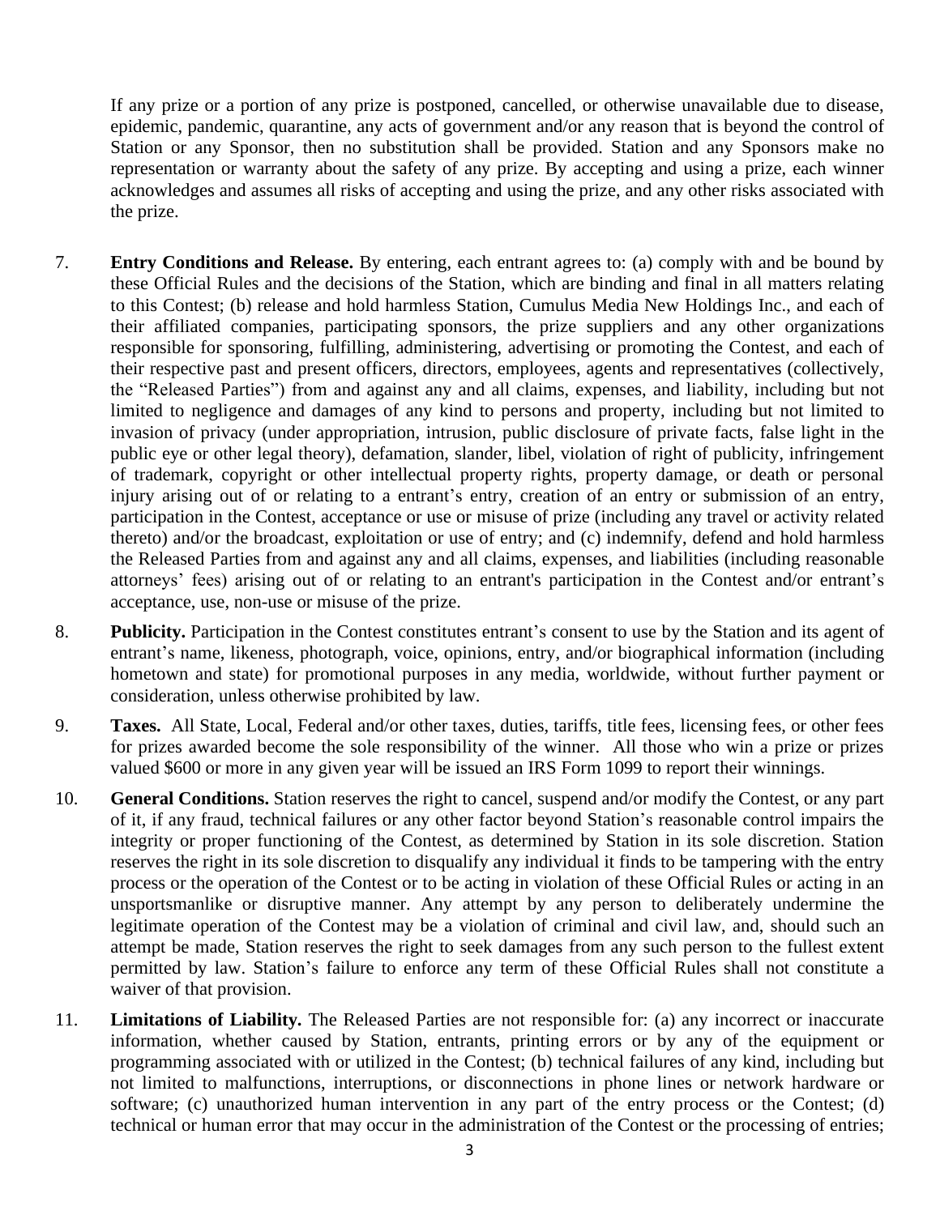If any prize or a portion of any prize is postponed, cancelled, or otherwise unavailable due to disease, epidemic, pandemic, quarantine, any acts of government and/or any reason that is beyond the control of Station or any Sponsor, then no substitution shall be provided. Station and any Sponsors make no representation or warranty about the safety of any prize. By accepting and using a prize, each winner acknowledges and assumes all risks of accepting and using the prize, and any other risks associated with the prize.

7. **Entry Conditions and Release.** By entering, each entrant agrees to: (a) comply with and be bound by these Official Rules and the decisions of the Station, which are binding and final in all matters relating to this Contest; (b) release and hold harmless Station, Cumulus Media New Holdings Inc., and each of their affiliated companies, participating sponsors, the prize suppliers and any other organizations responsible for sponsoring, fulfilling, administering, advertising or promoting the Contest, and each of their respective past and present officers, directors, employees, agents and representatives (collectively, the "Released Parties") from and against any and all claims, expenses, and liability, including but not limited to negligence and damages of any kind to persons and property, including but not limited to invasion of privacy (under appropriation, intrusion, public disclosure of private facts, false light in the public eye or other legal theory), defamation, slander, libel, violation of right of publicity, infringement of trademark, copyright or other intellectual property rights, property damage, or death or personal injury arising out of or relating to a entrant's entry, creation of an entry or submission of an entry, participation in the Contest, acceptance or use or misuse of prize (including any travel or activity related thereto) and/or the broadcast, exploitation or use of entry; and (c) indemnify, defend and hold harmless the Released Parties from and against any and all claims, expenses, and liabilities (including reasonable attorneys' fees) arising out of or relating to an entrant's participation in the Contest and/or entrant's acceptance, use, non-use or misuse of the prize.

8. **Publicity.** Participation in the Contest constitutes entrant's consent to use by the Station and its agent of entrant's name, likeness, photograph, voice, opinions, entry, and/or biographical information (including hometown and state) for promotional purposes in any media, worldwide, without further payment or consideration, unless otherwise prohibited by law.

9. **Taxes.** All State, Local, Federal and/or other taxes, duties, tariffs, title fees, licensing fees, or other fees for prizes awarded become the sole responsibility of the winner. All those who win a prize or prizes valued $600 or more in any given year will be issued an IRS Form 1099 to report their winnings.

10. **General Conditions.** Station reserves the right to cancel, suspend and/or modify the Contest, or any part of it, if any fraud, technical failures or any other factor beyond Station's reasonable control impairs the integrity or proper functioning of the Contest, as determined by Station in its sole discretion. Station reserves the right in its sole discretion to disqualify any individual it finds to be tampering with the entry process or the operation of the Contest or to be acting in violation of these Official Rules or acting in an unsportsmanlike or disruptive manner. Any attempt by any person to deliberately undermine the legitimate operation of the Contest may be a violation of criminal and civil law, and, should such an attempt be made, Station reserves the right to seek damages from any such person to the fullest extent permitted by law. Station's failure to enforce any term of these Official Rules shall not constitute a waiver of that provision.

11. **Limitations of Liability.** The Released Parties are not responsible for: (a) any incorrect or inaccurate information, whether caused by Station, entrants, printing errors or by any of the equipment or programming associated with or utilized in the Contest; (b) technical failures of any kind, including but not limited to malfunctions, interruptions, or disconnections in phone lines or network hardware or software; (c) unauthorized human intervention in any part of the entry process or the Contest; (d) technical or human error that may occur in the administration of the Contest or the processing of entries;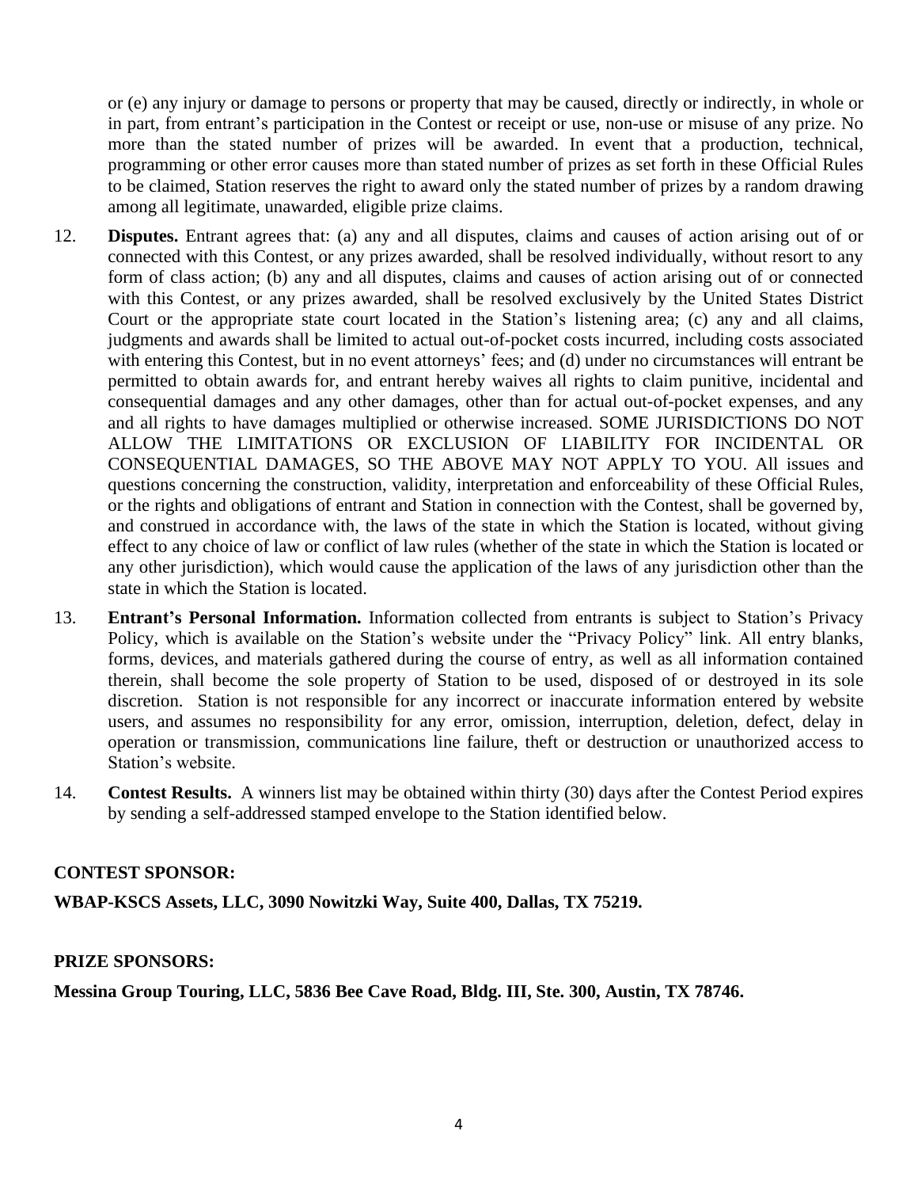or (e) any injury or damage to persons or property that may be caused, directly or indirectly, in whole or in part, from entrant's participation in the Contest or receipt or use, non-use or misuse of any prize. No more than the stated number of prizes will be awarded. In event that a production, technical, programming or other error causes more than stated number of prizes as set forth in these Official Rules to be claimed, Station reserves the right to award only the stated number of prizes by a random drawing among all legitimate, unawarded, eligible prize claims.

12. **Disputes.** Entrant agrees that: (a) any and all disputes, claims and causes of action arising out of or connected with this Contest, or any prizes awarded, shall be resolved individually, without resort to any form of class action; (b) any and all disputes, claims and causes of action arising out of or connected with this Contest, or any prizes awarded, shall be resolved exclusively by the United States District Court or the appropriate state court located in the Station's listening area; (c) any and all claims, judgments and awards shall be limited to actual out-of-pocket costs incurred, including costs associated with entering this Contest, but in no event attorneys' fees; and (d) under no circumstances will entrant be permitted to obtain awards for, and entrant hereby waives all rights to claim punitive, incidental and consequential damages and any other damages, other than for actual out-of-pocket expenses, and any and all rights to have damages multiplied or otherwise increased. SOME JURISDICTIONS DO NOT ALLOW THE LIMITATIONS OR EXCLUSION OF LIABILITY FOR INCIDENTAL OR CONSEQUENTIAL DAMAGES, SO THE ABOVE MAY NOT APPLY TO YOU. All issues and questions concerning the construction, validity, interpretation and enforceability of these Official Rules, or the rights and obligations of entrant and Station in connection with the Contest, shall be governed by, and construed in accordance with, the laws of the state in which the Station is located, without giving effect to any choice of law or conflict of law rules (whether of the state in which the Station is located or any other jurisdiction), which would cause the application of the laws of any jurisdiction other than the state in which the Station is located.

13. **Entrant's Personal Information.** Information collected from entrants is subject to Station's Privacy Policy, which is available on the Station's website under the "Privacy Policy" link. All entry blanks, forms, devices, and materials gathered during the course of entry, as well as all information contained therein, shall become the sole property of Station to be used, disposed of or destroyed in its sole discretion. Station is not responsible for any incorrect or inaccurate information entered by website users, and assumes no responsibility for any error, omission, interruption, deletion, defect, delay in operation or transmission, communications line failure, theft or destruction or unauthorized access to Station's website.

14. **Contest Results.** A winners list may be obtained within thirty (30) days after the Contest Period expires by sending a self-addressed stamped envelope to the Station identified below.

**CONTEST SPONSOR:**

**WBAP-KSCS Assets, LLC, 3090 Nowitzki Way, Suite 400, Dallas, TX 75219.**

**PRIZE SPONSORS:**

**Messina Group Touring, LLC, 5836 Bee Cave Road, Bldg. III, Ste. 300, Austin, TX 78746.**